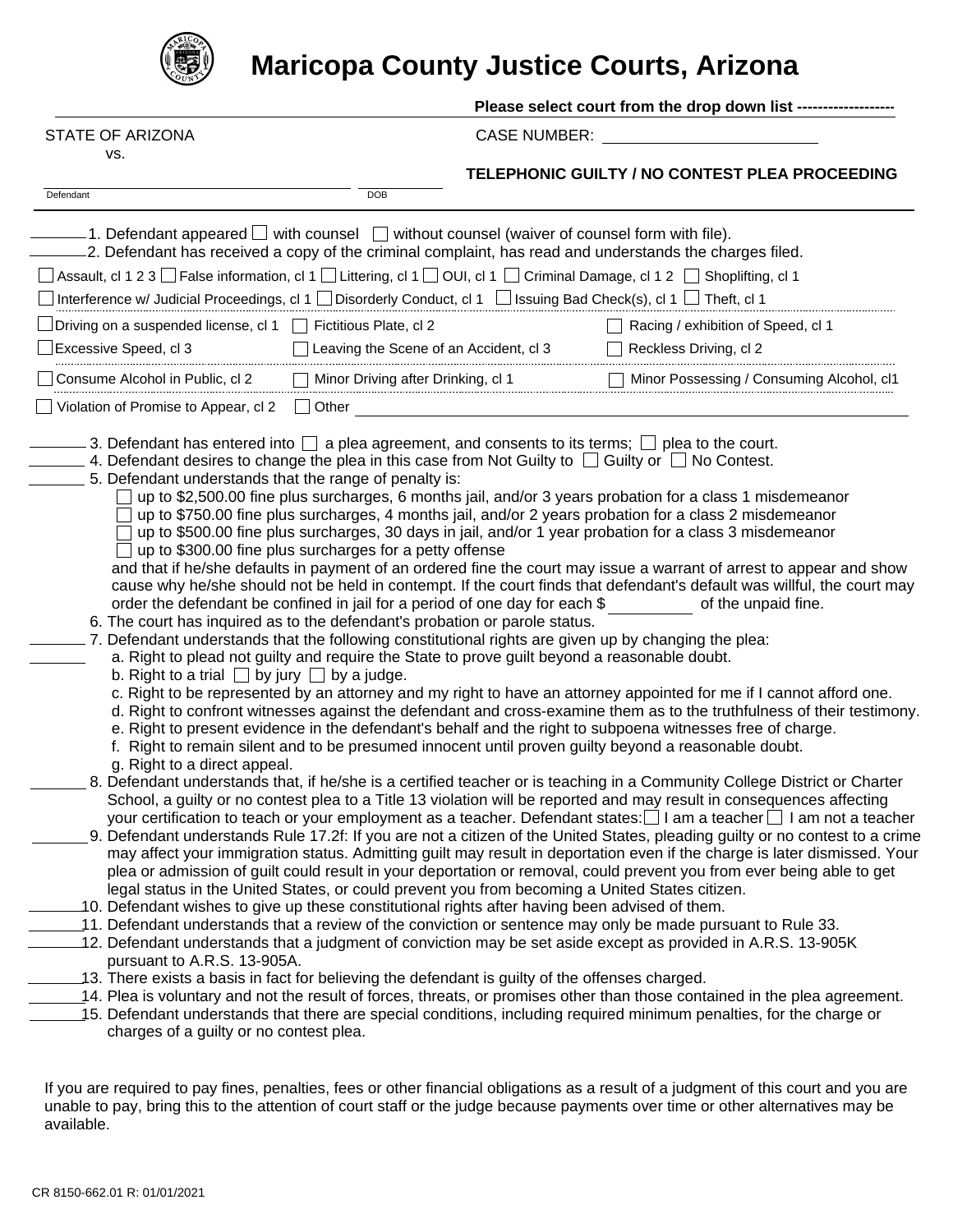# Maricopa County Justice Courts, Arizona

**Please select court from the drop down list -------------------**

STATE OF ARIZONA
vs.

CASE NUMBER: ______________________

______________________ ______________
Defendant DOB

**TELEPHONIC GUILTY / NO CONTEST PLEA PROCEEDING**

_______ 1. Defendant appeared ☐ with counsel ☐ without counsel (waiver of counsel form with file).

_______ 2. Defendant has received a copy of the criminal complaint, has read and understands the charges filed.

☐ Assault, cl 1 2 3 ☐ False information, cl 1 ☐ Littering, cl 1 ☐ OUI, cl 1 ☐ Criminal Damage, cl 1 2 ☐ Shoplifting, cl 1

☐ Interference w/ Judicial Proceedings, cl 1 ☐ Disorderly Conduct, cl 1 ☐ Issuing Bad Check(s), cl 1 ☐ Theft, cl 1

☐ Driving on a suspended license, cl 1 ☐ Fictitious Plate, cl 2 ☐ Racing / exhibition of Speed, cl 1

☐ Excessive Speed, cl 3 ☐ Leaving the Scene of an Accident, cl 3 ☐ Reckless Driving, cl 2

☐ Consume Alcohol in Public, cl 2 ☐ Minor Driving after Drinking, cl 1 ☐ Minor Possessing / Consuming Alcohol, cl1

☐ Violation of Promise to Appear, cl 2 ☐ Other ______________________

_______ 3. Defendant has entered into ☐ a plea agreement, and consents to its terms; ☐ plea to the court.

_______ 4. Defendant desires to change the plea in this case from Not Guilty to ☐ Guilty or ☐ No Contest.

_______ 5. Defendant understands that the range of penalty is:

☐ up to $2,500.00 fine plus surcharges, 6 months jail, and/or 3 years probation for a class 1 misdemeanor
☐ up to $750.00 fine plus surcharges, 4 months jail, and/or 2 years probation for a class 2 misdemeanor
☐ up to $500.00 fine plus surcharges, 30 days in jail, and/or 1 year probation for a class 3 misdemeanor
☐ up to $300.00 fine plus surcharges for a petty offense

and that if he/she defaults in payment of an ordered fine the court may issue a warrant of arrest to appear and show cause why he/she should not be held in contempt. If the court finds that defendant's default was willful, the court may order the defendant be confined in jail for a period of one day for each $ _________ of the unpaid fine.

6. The court has inquired as to the defendant's probation or parole status.

_______ 7. Defendant understands that the following constitutional rights are given up by changing the plea:

_______ a. Right to plead not guilty and require the State to prove guilt beyond a reasonable doubt.

b. Right to a trial ☐ by jury ☐ by a judge.

c. Right to be represented by an attorney and my right to have an attorney appointed for me if I cannot afford one.

d. Right to confront witnesses against the defendant and cross-examine them as to the truthfulness of their testimony.

e. Right to present evidence in the defendant's behalf and the right to subpoena witnesses free of charge.

f. Right to remain silent and to be presumed innocent until proven guilty beyond a reasonable doubt.

g. Right to a direct appeal.

_______ 8. Defendant understands that, if he/she is a certified teacher or is teaching in a Community College District or Charter School, a guilty or no contest plea to a Title 13 violation will be reported and may result in consequences affecting your certification to teach or your employment as a teacher. Defendant states: ☐ I am a teacher ☐ I am not a teacher

_______ 9. Defendant understands Rule 17.2f: If you are not a citizen of the United States, pleading guilty or no contest to a crime may affect your immigration status. Admitting guilt may result in deportation even if the charge is later dismissed. Your plea or admission of guilt could result in your deportation or removal, could prevent you from ever being able to get legal status in the United States, or could prevent you from becoming a United States citizen.

_______ 10. Defendant wishes to give up these constitutional rights after having been advised of them.

_______ 11. Defendant understands that a review of the conviction or sentence may only be made pursuant to Rule 33.

_______ 12. Defendant understands that a judgment of conviction may be set aside except as provided in A.R.S. 13-905K pursuant to A.R.S. 13-905A.

_______ 13. There exists a basis in fact for believing the defendant is guilty of the offenses charged.

_______ 14. Plea is voluntary and not the result of forces, threats, or promises other than those contained in the plea agreement.

_______ 15. Defendant understands that there are special conditions, including required minimum penalties, for the charge or charges of a guilty or no contest plea.

If you are required to pay fines, penalties, fees or other financial obligations as a result of a judgment of this court and you are unable to pay, bring this to the attention of court staff or the judge because payments over time or other alternatives may be available.

CR 8150-662.01 R: 01/01/2021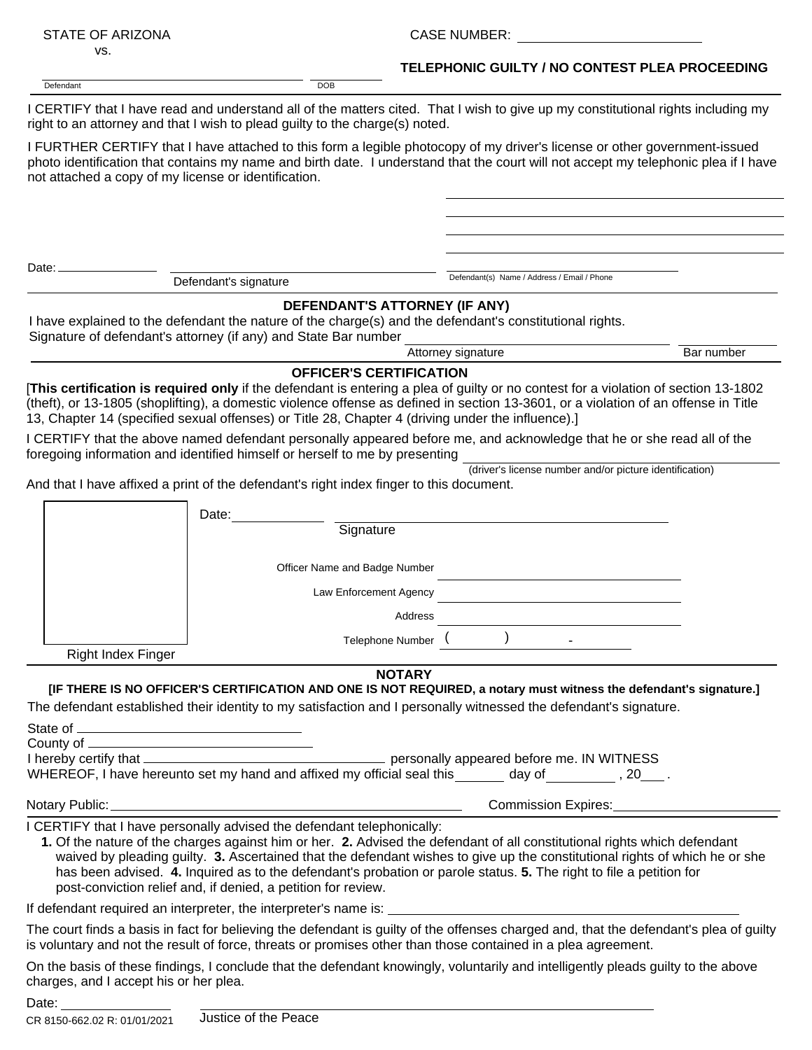STATE OF ARIZONA
vs.

CASE NUMBER: ____________________

**TELEPHONIC GUILTY / NO CONTEST PLEA PROCEEDING**

______________________________ ____________
Defendant DOB

I CERTIFY that I have read and understand all of the matters cited. That I wish to give up my constitutional rights including my right to an attorney and that I wish to plead guilty to the charge(s) noted.

I FURTHER CERTIFY that I have attached to this form a legible photocopy of my driver's license or other government-issued photo identification that contains my name and birth date. I understand that the court will not accept my telephonic plea if I have not attached a copy of my license or identification.

Date: ____________ ______________________________ ______________________________
Defendant's signature Defendant(s) Name / Address / Email / Phone

**DEFENDANT'S ATTORNEY (IF ANY)**

I have explained to the defendant the nature of the charge(s) and the defendant's constitutional rights.
Signature of defendant's attorney (if any) and State Bar number ______________________ ____________
Attorney signature Bar number

**OFFICER'S CERTIFICATION**

[**This certification is required only** if the defendant is entering a plea of guilty or no contest for a violation of section 13-1802 (theft), or 13-1805 (shoplifting), a domestic violence offense as defined in section 13-3601, or a violation of an offense in Title 13, Chapter 14 (specified sexual offenses) or Title 28, Chapter 4 (driving under the influence).]

I CERTIFY that the above named defendant personally appeared before me, and acknowledge that he or she read all of the foregoing information and identified himself or herself to me by presenting ______________________
(driver's license number and/or picture identification)

And that I have affixed a print of the defendant's right index finger to this document.

Right Index Finger

Date: ____________ ______________________________
Signature

Officer Name and Badge Number ______________________

Law Enforcement Agency ______________________

Address ______________________

Telephone Number ( ) -

**NOTARY**

**[IF THERE IS NO OFFICER'S CERTIFICATION AND ONE IS NOT REQUIRED, a notary must witness the defendant's signature.]**

The defendant established their identity to my satisfaction and I personally witnessed the defendant's signature.

State of ______________________
County of ______________________
I hereby certify that ______________________ personally appeared before me. IN WITNESS WHEREOF, I have hereunto set my hand and affixed my official seal this ______ day of __________ , 20___ .

Notary Public: ______________________ Commission Expires: ______________________

I CERTIFY that I have personally advised the defendant telephonically:

**1.** Of the nature of the charges against him or her. **2.** Advised the defendant of all constitutional rights which defendant waived by pleading guilty. **3.** Ascertained that the defendant wishes to give up the constitutional rights of which he or she has been advised. **4.** Inquired as to the defendant's probation or parole status. **5.** The right to file a petition for post-conviction relief and, if denied, a petition for review.

If defendant required an interpreter, the interpreter's name is: ______________________

The court finds a basis in fact for believing the defendant is guilty of the offenses charged and, that the defendant's plea of guilty is voluntary and not the result of force, threats or promises other than those contained in a plea agreement.

On the basis of these findings, I conclude that the defendant knowingly, voluntarily and intelligently pleads guilty to the above charges, and I accept his or her plea.

Date: ____________ ______________________________
Justice of the Peace

CR 8150-662.02 R: 01/01/2021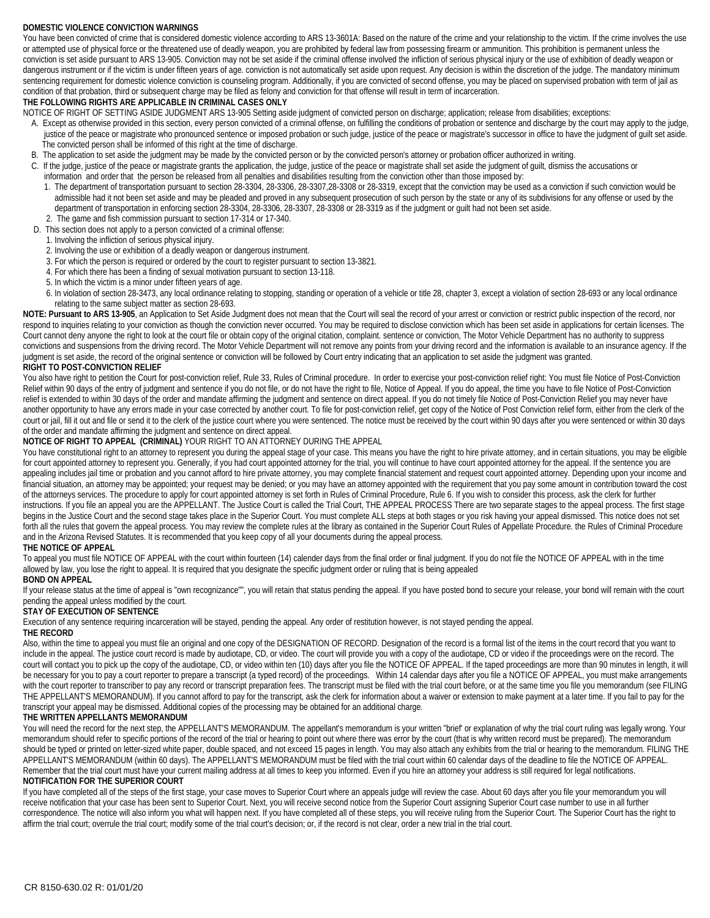**DOMESTIC VIOLENCE CONVICTION WARNINGS**

You have been convicted of crime that is considered domestic violence according to ARS 13-3601A: Based on the nature of the crime and your relationship to the victim. If the crime involves the use or attempted use of physical force or the threatened use of deadly weapon, you are prohibited by federal law from possessing firearm or ammunition. This prohibition is permanent unless the conviction is set aside pursuant to ARS 13-905. Conviction may not be set aside if the criminal offense involved the infliction of serious physical injury or the use of exhibition of deadly weapon or dangerous instrument or if the victim is under fifteen years of age. conviction is not automatically set aside upon request. Any decision is within the discretion of the judge. The mandatory minimum sentencing requirement for domestic violence conviction is counseling program. Additionally, if you are convicted of second offense, you may be placed on supervised probation with term of jail as condition of that probation, third or subsequent charge may be filed as felony and conviction for that offense will result in term of incarceration.

**THE FOLLOWING RIGHTS ARE APPLICABLE IN CRIMINAL CASES ONLY**

NOTICE OF RIGHT OF SETTING ASIDE JUDGMENT ARS 13-905 Setting aside judgment of convicted person on discharge; application; release from disabilities; exceptions:

A. Except as otherwise provided in this section, every person convicted of a criminal offense, on fulfilling the conditions of probation or sentence and discharge by the court may apply to the judge, justice of the peace or magistrate who pronounced sentence or imposed probation or such judge, justice of the peace or magistrate's successor in office to have the judgment of guilt set aside. The convicted person shall be informed of this right at the time of discharge.

B. The application to set aside the judgment may be made by the convicted person or by the convicted person's attorney or probation officer authorized in writing.

C. If the judge, justice of the peace or magistrate grants the application, the judge, justice of the peace or magistrate shall set aside the judgment of guilt, dismiss the accusations or information and order that the person be released from all penalties and disabilities resulting from the conviction other than those imposed by:
   1. The department of transportation pursuant to section 28-3304, 28-3306, 28-3307,28-3308 or 28-3319, except that the conviction may be used as a conviction if such conviction would be admissible had it not been set aside and may be pleaded and proved in any subsequent prosecution of such person by the state or any of its subdivisions for any offense or used by the department of transportation in enforcing section 28-3304, 28-3306, 28-3307, 28-3308 or 28-3319 as if the judgment or guilt had not been set aside.
   2. The game and fish commission pursuant to section 17-314 or 17-340.

D. This section does not apply to a person convicted of a criminal offense:
   1. Involving the infliction of serious physical injury.
   2. Involving the use or exhibition of a deadly weapon or dangerous instrument.
   3. For which the person is required or ordered by the court to register pursuant to section 13-3821.
   4. For which there has been a finding of sexual motivation pursuant to section 13-118.
   5. In which the victim is a minor under fifteen years of age.
   6. In violation of section 28-3473, any local ordinance relating to stopping, standing or operation of a vehicle or title 28, chapter 3, except a violation of section 28-693 or any local ordinance relating to the same subject matter as section 28-693.

**NOTE: Pursuant to ARS 13-905**, an Application to Set Aside Judgment does not mean that the Court will seal the record of your arrest or conviction or restrict public inspection of the record, nor respond to inquiries relating to your conviction as though the conviction never occurred. You may be required to disclose conviction which has been set aside in applications for certain licenses. The Court cannot deny anyone the right to look at the court file or obtain copy of the original citation, complaint. sentence or conviction, The Motor Vehicle Department has no authority to suppress convictions and suspensions from the driving record. The Motor Vehicle Department will not remove any points from your driving record and the information is available to an insurance agency. If the judgment is set aside, the record of the original sentence or conviction will be followed by Court entry indicating that an application to set aside the judgment was granted.

**RIGHT TO POST-CONVICTION RELIEF**

You also have right to petition the Court for post-conviction relief, Rule 33, Rules of Criminal procedure. In order to exercise your post-conviction relief right: You must file Notice of Post-Conviction Relief within 90 days of the entry of judgment and sentence if you do not file, or do not have the right to file, Notice of Appeal. If you do appeal, the time you have to file Notice of Post-Conviction relief is extended to within 30 days of the order and mandate affirming the judgment and sentence on direct appeal. If you do not timely file Notice of Post-Conviction Relief you may never have another opportunity to have any errors made in your case corrected by another court. To file for post-conviction relief, get copy of the Notice of Post Conviction relief form, either from the clerk of the court or jail, fill it out and file or send it to the clerk of the justice court where you were sentenced. The notice must be received by the court within 90 days after you were sentenced or within 30 days of the order and mandate affirming the judgment and sentence on direct appeal.

**NOTICE OF RIGHT TO APPEAL (CRIMINAL)** YOUR RIGHT TO AN ATTORNEY DURING THE APPEAL

You have constitutional right to an attorney to represent you during the appeal stage of your case. This means you have the right to hire private attorney, and in certain situations, you may be eligible for court appointed attorney to represent you. Generally, if you had court appointed attorney for the trial, you will continue to have court appointed attorney for the appeal. If the sentence you are appealing includes jail time or probation and you cannot afford to hire private attorney, you may complete financial statement and request court appointed attorney. Depending upon your income and financial situation, an attorney may be appointed; your request may be denied; or you may have an attorney appointed with the requirement that you pay some amount in contribution toward the cost of the attorneys services. The procedure to apply for court appointed attorney is set forth in Rules of Criminal Procedure, Rule 6. If you wish to consider this process, ask the clerk for further instructions. If you file an appeal you are the APPELLANT. The Justice Court is called the Trial Court, THE APPEAL PROCESS There are two separate stages to the appeal process. The first stage begins in the Justice Court and the second stage takes place in the Superior Court. You must complete ALL steps at both stages or you risk having your appeal dismissed. This notice does not set forth all the rules that govern the appeal process. You may review the complete rules at the library as contained in the Superior Court Rules of Appellate Procedure. the Rules of Criminal Procedure and in the Arizona Revised Statutes. It is recommended that you keep copy of all your documents during the appeal process.

**THE NOTICE OF APPEAL**

To appeal you must file NOTICE OF APPEAL with the court within fourteen (14) calender days from the final order or final judgment. If you do not file the NOTICE OF APPEAL with in the time allowed by law, you lose the right to appeal. It is required that you designate the specific judgment order or ruling that is being appealed

**BOND ON APPEAL**

If your release status at the time of appeal is "own recognizance"", you will retain that status pending the appeal. If you have posted bond to secure your release, your bond will remain with the court pending the appeal unless modified by the court.

**STAY OF EXECUTION OF SENTENCE**

Execution of any sentence requiring incarceration will be stayed, pending the appeal. Any order of restitution however, is not stayed pending the appeal.

**THE RECORD**

Also, within the time to appeal you must file an original and one copy of the DESIGNATION OF RECORD. Designation of the record is a formal list of the items in the court record that you want to include in the appeal. The justice court record is made by audiotape, CD, or video. The court will provide you with a copy of the audiotape, CD or video if the proceedings were on the record. The court will contact you to pick up the copy of the audiotape, CD, or video within ten (10) days after you file the NOTICE OF APPEAL. If the taped proceedings are more than 90 minutes in length, it will be necessary for you to pay a court reporter to prepare a transcript (a typed record) of the proceedings. Within 14 calendar days after you file a NOTICE OF APPEAL, you must make arrangements with the court reporter to transcriber to pay any record or transcript preparation fees. The transcript must be filed with the trial court before, or at the same time you file you memorandum (see FILING THE APPELLANT'S MEMORANDUM). If you cannot afford to pay for the transcript, ask the clerk for information about a waiver or extension to make payment at a later time. If you fail to pay for the transcript your appeal may be dismissed. Additional copies of the processing may be obtained for an additional charge.

**THE WRITTEN APPELLANTS MEMORANDUM**

You will need the record for the next step, the APPELLANT'S MEMORANDUM. The appellant's memorandum is your written "brief' or explanation of why the trial court ruling was legally wrong. Your memorandum should refer to specific portions of the record of the trial or hearing to point out where there was error by the court (that is why written record must be prepared). The memorandum should be typed or printed on letter-sized white paper, double spaced, and not exceed 15 pages in length. You may also attach any exhibits from the trial or hearing to the memorandum. FILING THE APPELLANT'S MEMORANDUM (within 60 days). The APPELLANT'S MEMORANDUM must be filed with the trial court within 60 calendar days of the deadline to file the NOTICE OF APPEAL. Remember that the trial court must have your current mailing address at all times to keep you informed. Even if you hire an attorney your address is still required for legal notifications.

**NOTIFICATION FOR THE SUPERIOR COURT**

If you have completed all of the steps of the first stage, your case moves to Superior Court where an appeals judge will review the case. About 60 days after you file your memorandum you will receive notification that your case has been sent to Superior Court. Next, you will receive second notice from the Superior Court assigning Superior Court case number to use in all further correspondence. The notice will also inform you what will happen next. If you have completed all of these steps, you will receive ruling from the Superior Court. The Superior Court has the right to affirm the trial court; overrule the trial court; modify some of the trial court's decision; or, if the record is not clear, order a new trial in the trial court.

CR 8150-630.02 R: 01/01/20